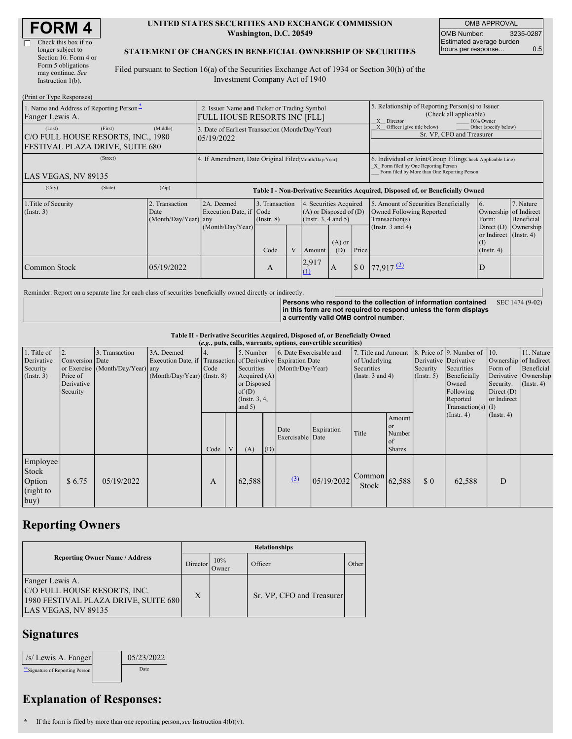# FORM 4

☐ Check this box if no longer subject to Section 16. Form 4 or Form 5 obligations may continue. *See* Instruction 1(b).

**UNITED STATES SECURITIES AND EXCHANGE COMMISSION**
**Washington, D.C. 20549**

**STATEMENT OF CHANGES IN BENEFICIAL OWNERSHIP OF SECURITIES**

Filed pursuant to Section 16(a) of the Securities Exchange Act of 1934 or Section 30(h) of the Investment Company Act of 1940

| OMB APPROVAL | |
|---|---|
| OMB Number: | 3235-0287 |
| Estimated average burden hours per response... | 0.5 |

(Print or Type Responses)

| | | |
|---|---|---|
| 1. Name and Address of Reporting Person* Fanger Lewis A. | 2. Issuer Name **and** Ticker or Trading Symbol FULL HOUSE RESORTS INC [FLL] | 5. Relationship of Reporting Person(s) to Issuer (Check all applicable) _X_ Director ___ 10% Owner _X_ Officer (give title below) ___ Other (specify below) Sr. VP, CFO and Treasurer |
| (Last) (First) (Middle) C/O FULL HOUSE RESORTS, INC., 1980 FESTIVAL PLAZA DRIVE, SUITE 680 | 3. Date of Earliest Transaction (Month/Day/Year) 05/19/2022 | |
| (Street) LAS VEGAS, NV 89135 (City) (State) (Zip) | 4. If Amendment, Date Original Filed (Month/Day/Year) | 6. Individual or Joint/Group Filing (Check Applicable Line) _X_ Form filed by One Reporting Person ___ Form filed by More than One Reporting Person |

**Table I - Non-Derivative Securities Acquired, Disposed of, or Beneficially Owned**

| 1.Title of Security (Instr. 3) | 2. Transaction Date (Month/Day/Year) | 2A. Deemed Execution Date, if any (Month/Day/Year) | 3. Transaction Code (Instr. 8) | | 4. Securities Acquired (A) or Disposed of (D) (Instr. 3, 4 and 5) | | | 5. Amount of Securities Beneficially Owned Following Reported Transaction(s) (Instr. 3 and 4) | 6. Ownership Form: Direct (D) or Indirect (I) (Instr. 4) | 7. Nature of Indirect Beneficial Ownership (Instr. 4) |
|---|---|---|---|---|---|---|---|---|---|---|
| | | | Code | V | Amount | (A) or (D) | Price | | | |
| Common Stock | 05/19/2022 | | A | | 2,917 (1) | A | $ 0 | 77,917 (2) | D | |

Reminder: Report on a separate line for each class of securities beneficially owned directly or indirectly.

**Persons who respond to the collection of information contained in this form are not required to respond unless the form displays a currently valid OMB control number.** SEC 1474 (9-02)

**Table II - Derivative Securities Acquired, Disposed of, or Beneficially Owned**
**(*e.g.*, puts, calls, warrants, options, convertible securities)**

| 1. Title of Derivative Security (Instr. 3) | 2. Conversion or Exercise Price of Derivative Security | 3. Transaction Date (Month/Day/Year) | 3A. Deemed Execution Date, if any (Month/Day/Year) | 4. Transaction Code (Instr. 8) | | 5. Number of Derivative Securities Acquired (A) or Disposed of (D) (Instr. 3, 4, and 5) | | 6. Date Exercisable and Expiration Date (Month/Day/Year) | | 7. Title and Amount of Underlying Securities (Instr. 3 and 4) | | 8. Price of Derivative Security (Instr. 5) | 9. Number of Derivative Securities Beneficially Owned Following Reported Transaction(s) (Instr. 4) | 10. Ownership Form of Derivative Security: Direct (D) or Indirect (I) (Instr. 4) | 11. Nature of Indirect Beneficial Ownership (Instr. 4) |
|---|---|---|---|---|---|---|---|---|---|---|---|---|---|---|---|
| | | | | Code | V | (A) | (D) | Date Exercisable | Expiration Date | Title | Amount or Number of Shares | | | | |
| Employee Stock Option (right to buy) | $ 6.75 | 05/19/2022 | | A | | 62,588 | | (3) | 05/19/2032 | Common Stock | 62,588 | $ 0 | 62,588 | D | |

## Reporting Owners

| Reporting Owner Name / Address | Relationships | | | |
|---|---|---|---|---|
| | Director | 10% Owner | Officer | Other |
| Fanger Lewis A. C/O FULL HOUSE RESORTS, INC. 1980 FESTIVAL PLAZA DRIVE, SUITE 680 LAS VEGAS, NV 89135 | X | | Sr. VP, CFO and Treasurer | |

## Signatures

| | |
|---|---|
| /s/ Lewis A. Fanger | 05/23/2022 |
| **Signature of Reporting Person | Date |

## Explanation of Responses:

\* If the form is filed by more than one reporting person, *see* Instruction 4(b)(v).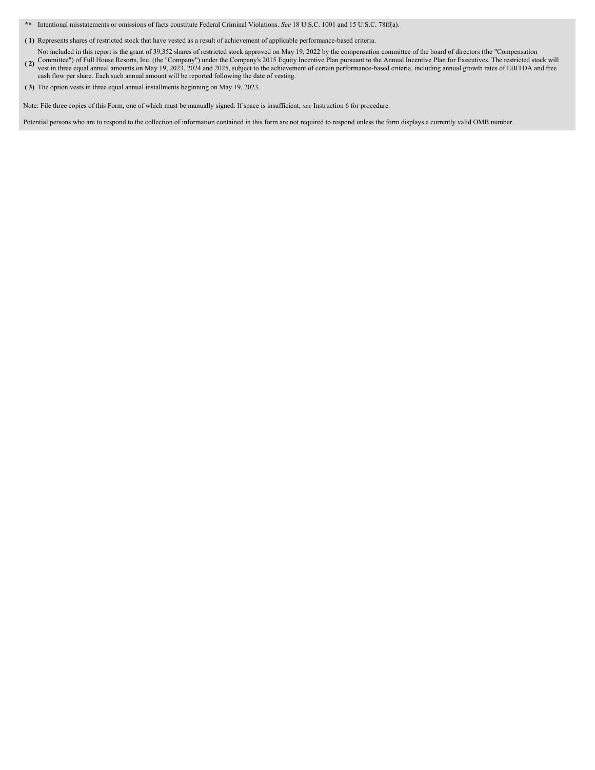** Intentional misstatements or omissions of facts constitute Federal Criminal Violations. *See* 18 U.S.C. 1001 and 15 U.S.C. 78ff(a).

( 1) Represents shares of restricted stock that have vested as a result of achievement of applicable performance-based criteria.

( 2) Not included in this report is the grant of 39,352 shares of restricted stock approved on May 19, 2022 by the compensation committee of the board of directors (the "Compensation Committee") of Full House Resorts, Inc. (the "Company") under the Company's 2015 Equity Incentive Plan pursuant to the Annual Incentive Plan for Executives. The restricted stock will vest in three equal annual amounts on May 19, 2023, 2024 and 2025, subject to the achievement of certain performance-based criteria, including annual growth rates of EBITDA and free cash flow per share. Each such annual amount will be reported following the date of vesting.

( 3) The option vests in three equal annual installments beginning on May 19, 2023.

Note: File three copies of this Form, one of which must be manually signed. If space is insufficient, *see* Instruction 6 for procedure.

Potential persons who are to respond to the collection of information contained in this form are not required to respond unless the form displays a currently valid OMB number.